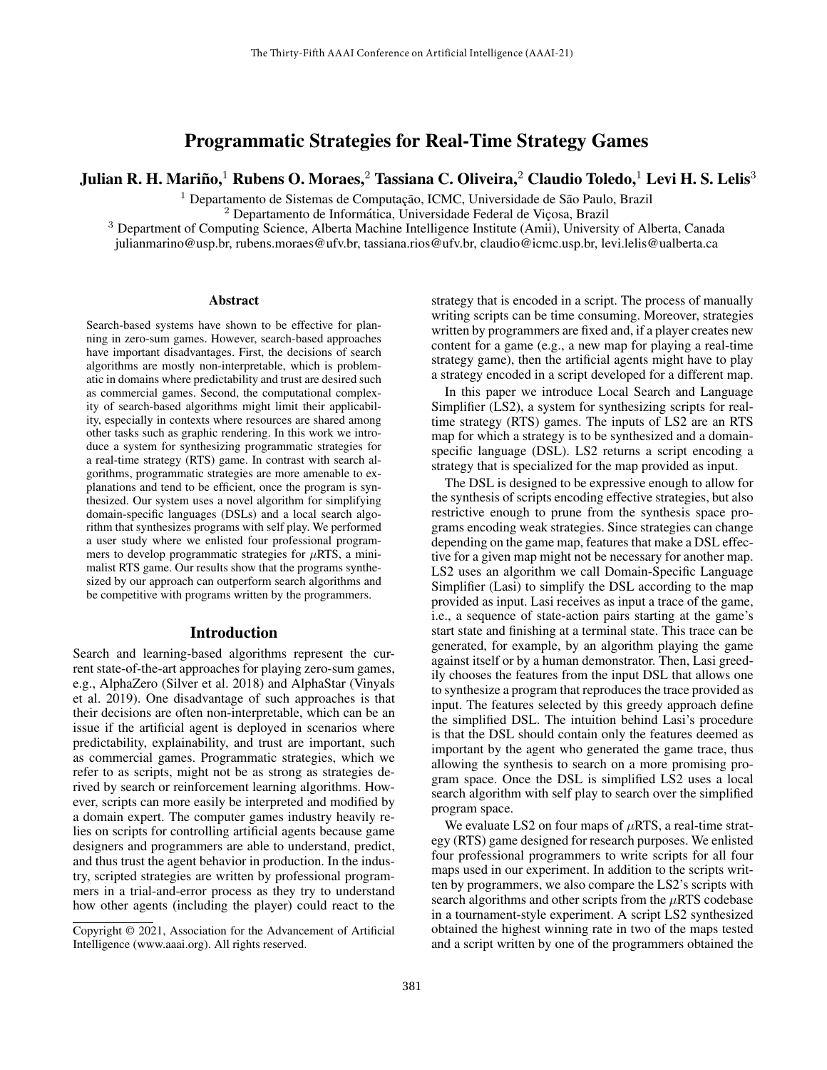# Programmatic Strategies for Real-Time Strategy Games

**Julian R. H. Mariño,[1] Rubens O. Moraes,[2] Tassiana C. Oliveira,[2] Claudio Toledo,[1] Levi H. S. Lelis[3]**

[1] Departamento de Sistemas de Computação, ICMC, Universidade de São Paulo, Brazil
[2] Departamento de Informática, Universidade Federal de Viçosa, Brazil
[3] Department of Computing Science, Alberta Machine Intelligence Institute (Amii), University of Alberta, Canada
julianmarino@usp.br, rubens.moraes@ufv.br, tassiana.rios@ufv.br, claudio@icmc.usp.br, levi.lelis@ualberta.ca

## Abstract

Search-based systems have shown to be effective for planning in zero-sum games. However, search-based approaches have important disadvantages. First, the decisions of search algorithms are mostly non-interpretable, which is problematic in domains where predictability and trust are desired such as commercial games. Second, the computational complexity of search-based algorithms might limit their applicability, especially in contexts where resources are shared among other tasks such as graphic rendering. In this work we introduce a system for synthesizing programmatic strategies for a real-time strategy (RTS) game. In contrast with search algorithms, programmatic strategies are more amenable to explanations and tend to be efficient, once the program is synthesized. Our system uses a novel algorithm for simplifying domain-specific languages (DSLs) and a local search algorithm that synthesizes programs with self play. We performed a user study where we enlisted four professional programmers to develop programmatic strategies for $\mu$RTS, a minimalist RTS game. Our results show that the programs synthesized by our approach can outperform search algorithms and be competitive with programs written by the programmers.

## Introduction

Search and learning-based algorithms represent the current state-of-the-art approaches for playing zero-sum games, e.g., AlphaZero (Silver et al. 2018) and AlphaStar (Vinyals et al. 2019). One disadvantage of such approaches is that their decisions are often non-interpretable, which can be an issue if the artificial agent is deployed in scenarios where predictability, explainability, and trust are important, such as commercial games. Programmatic strategies, which we refer to as scripts, might not be as strong as strategies derived by search or reinforcement learning algorithms. However, scripts can more easily be interpreted and modified by a domain expert. The computer games industry heavily relies on scripts for controlling artificial agents because game designers and programmers are able to understand, predict, and thus trust the agent behavior in production. In the industry, scripted strategies are written by professional programmers in a trial-and-error process as they try to understand how other agents (including the player) could react to the strategy that is encoded in a script. The process of manually writing scripts can be time consuming. Moreover, strategies written by programmers are fixed and, if a player creates new content for a game (e.g., a new map for playing a real-time strategy game), then the artificial agents might have to play a strategy encoded in a script developed for a different map.

In this paper we introduce Local Search and Language Simplifier (LS2), a system for synthesizing scripts for real-time strategy (RTS) games. The inputs of LS2 are an RTS map for which a strategy is to be synthesized and a domain-specific language (DSL). LS2 returns a script encoding a strategy that is specialized for the map provided as input.

The DSL is designed to be expressive enough to allow for the synthesis of scripts encoding effective strategies, but also restrictive enough to prune from the synthesis space programs encoding weak strategies. Since strategies can change depending on the game map, features that make a DSL effective for a given map might not be necessary for another map. LS2 uses an algorithm we call Domain-Specific Language Simplifier (Lasi) to simplify the DSL according to the map provided as input. Lasi receives as input a trace of the game, i.e., a sequence of state-action pairs starting at the game's start state and finishing at a terminal state. This trace can be generated, for example, by an algorithm playing the game against itself or by a human demonstrator. Then, Lasi greedily chooses the features from the input DSL that allows one to synthesize a program that reproduces the trace provided as input. The features selected by this greedy approach define the simplified DSL. The intuition behind Lasi's procedure is that the DSL should contain only the features deemed as important by the agent who generated the game trace, thus allowing the synthesis to search on a more promising program space. Once the DSL is simplified LS2 uses a local search algorithm with self play to search over the simplified program space.

We evaluate LS2 on four maps of $\mu$RTS, a real-time strategy (RTS) game designed for research purposes. We enlisted four professional programmers to write scripts for all four maps used in our experiment. In addition to the scripts written by programmers, we also compare the LS2's scripts with search algorithms and other scripts from the $\mu$RTS codebase in a tournament-style experiment. A script LS2 synthesized obtained the highest winning rate in two of the maps tested and a script written by one of the programmers obtained the

Copyright © 2021, Association for the Advancement of Artificial Intelligence (www.aaai.org). All rights reserved.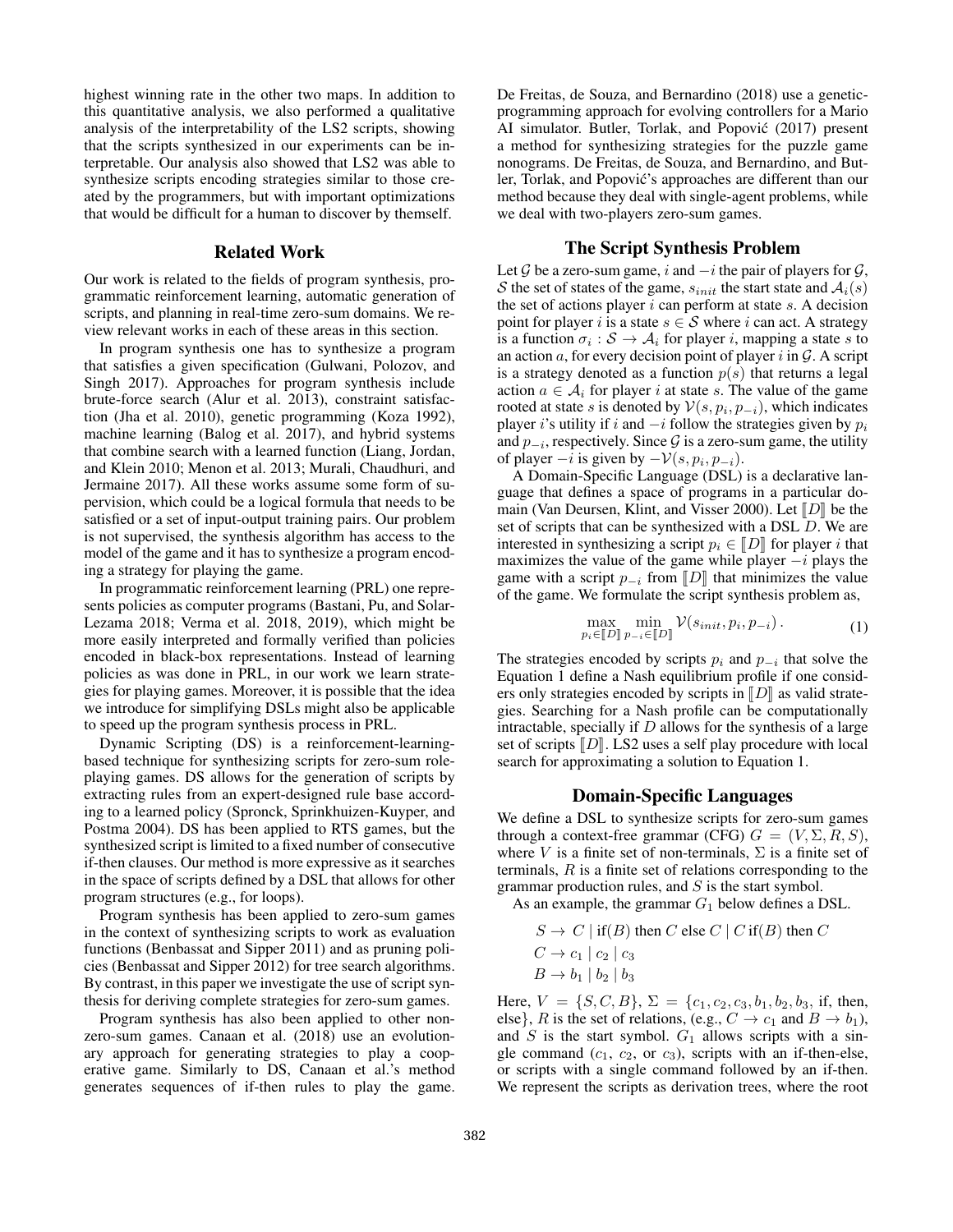highest winning rate in the other two maps. In addition to this quantitative analysis, we also performed a qualitative analysis of the interpretability of the LS2 scripts, showing that the scripts synthesized in our experiments can be interpretable. Our analysis also showed that LS2 was able to synthesize scripts encoding strategies similar to those created by the programmers, but with important optimizations that would be difficult for a human to discover by themself.

## Related Work

Our work is related to the fields of program synthesis, programmatic reinforcement learning, automatic generation of scripts, and planning in real-time zero-sum domains. We review relevant works in each of these areas in this section.

In program synthesis one has to synthesize a program that satisfies a given specification (Gulwani, Polozov, and Singh 2017). Approaches for program synthesis include brute-force search (Alur et al. 2013), constraint satisfaction (Jha et al. 2010), genetic programming (Koza 1992), machine learning (Balog et al. 2017), and hybrid systems that combine search with a learned function (Liang, Jordan, and Klein 2010; Menon et al. 2013; Murali, Chaudhuri, and Jermaine 2017). All these works assume some form of supervision, which could be a logical formula that needs to be satisfied or a set of input-output training pairs. Our problem is not supervised, the synthesis algorithm has access to the model of the game and it has to synthesize a program encoding a strategy for playing the game.

In programmatic reinforcement learning (PRL) one represents policies as computer programs (Bastani, Pu, and Solar-Lezama 2018; Verma et al. 2018, 2019), which might be more easily interpreted and formally verified than policies encoded in black-box representations. Instead of learning policies as was done in PRL, in our work we learn strategies for playing games. Moreover, it is possible that the idea we introduce for simplifying DSLs might also be applicable to speed up the program synthesis process in PRL.

Dynamic Scripting (DS) is a reinforcement-learning-based technique for synthesizing scripts for zero-sum role-playing games. DS allows for the generation of scripts by extracting rules from an expert-designed rule base according to a learned policy (Spronck, Sprinkhuizen-Kuyper, and Postma 2004). DS has been applied to RTS games, but the synthesized script is limited to a fixed number of consecutive if-then clauses. Our method is more expressive as it searches in the space of scripts defined by a DSL that allows for other program structures (e.g., for loops).

Program synthesis has been applied to zero-sum games in the context of synthesizing scripts to work as evaluation functions (Benbassat and Sipper 2011) and as pruning policies (Benbassat and Sipper 2012) for tree search algorithms. By contrast, in this paper we investigate the use of script synthesis for deriving complete strategies for zero-sum games.

Program synthesis has also been applied to other non-zero-sum games. Canaan et al. (2018) use an evolutionary approach for generating strategies to play a cooperative game. Similarly to DS, Canaan et al.'s method generates sequences of if-then rules to play the game. De Freitas, de Souza, and Bernardino (2018) use a genetic-programming approach for evolving controllers for a Mario AI simulator. Butler, Torlak, and Popović (2017) present a method for synthesizing strategies for the puzzle game nonograms. De Freitas, de Souza, and Bernardino, and Butler, Torlak, and Popović's approaches are different than our method because they deal with single-agent problems, while we deal with two-players zero-sum games.

## The Script Synthesis Problem

Let $\mathcal{G}$ be a zero-sum game, $i$ and $-i$ the pair of players for $\mathcal{G}$, $\mathcal{S}$ the set of states of the game, $s_{init}$ the start state and $\mathcal{A}_i(s)$ the set of actions player $i$ can perform at state $s$. A decision point for player $i$ is a state $s \in \mathcal{S}$ where $i$ can act. A strategy is a function $\sigma_i : \mathcal{S} \rightarrow \mathcal{A}_i$ for player $i$, mapping a state $s$ to an action $a$, for every decision point of player $i$ in $\mathcal{G}$. A script is a strategy denoted as a function $p(s)$ that returns a legal action $a \in \mathcal{A}_i$ for player $i$ at state $s$. The value of the game rooted at state $s$ is denoted by $\mathcal{V}(s, p_i, p_{-i})$, which indicates player $i$'s utility if $i$ and $-i$ follow the strategies given by $p_i$ and $p_{-i}$, respectively. Since $\mathcal{G}$ is a zero-sum game, the utility of player $-i$ is given by $-\mathcal{V}(s, p_i, p_{-i})$.

A Domain-Specific Language (DSL) is a declarative language that defines a space of programs in a particular domain (Van Deursen, Klint, and Visser 2000). Let $[\![D]\!]$ be the set of scripts that can be synthesized with a DSL $D$. We are interested in synthesizing a script $p_i \in [\![D]\!]$ for player $i$ that maximizes the value of the game while player $-i$ plays the game with a script $p_{-i}$ from $[\![D]\!]$ that minimizes the value of the game. We formulate the script synthesis problem as,

$$\max_{p_i \in [\![D]\!]} \min_{p_{-i} \in [\![D]\!]} \mathcal{V}(s_{init}, p_i, p_{-i}) \,. \tag{1}$$

The strategies encoded by scripts $p_i$ and $p_{-i}$ that solve the Equation 1 define a Nash equilibrium profile if one considers only strategies encoded by scripts in $[\![D]\!]$ as valid strategies. Searching for a Nash profile can be computationally intractable, specially if $D$ allows for the synthesis of a large set of scripts $[\![D]\!]$. LS2 uses a self play procedure with local search for approximating a solution to Equation 1.

## Domain-Specific Languages

We define a DSL to synthesize scripts for zero-sum games through a context-free grammar (CFG) $G = (V, \Sigma, R, S)$, where $V$ is a finite set of non-terminals, $\Sigma$ is a finite set of terminals, $R$ is a finite set of relations corresponding to the grammar production rules, and $S$ is the start symbol.

As an example, the grammar $G_1$ below defines a DSL.

$$
\begin{aligned}
&S \rightarrow C \mid \text{if}(B) \text{ then } C \text{ else } C \mid C \, \text{if}(B) \text{ then } C \\
&C \rightarrow c_1 \mid c_2 \mid c_3 \\
&B \rightarrow b_1 \mid b_2 \mid b_3
\end{aligned}
$$

Here, $V = \{S, C, B\}$, $\Sigma = \{c_1, c_2, c_3, b_1, b_2, b_3, \text{if, then, else}\}$, $R$ is the set of relations, (e.g., $C \rightarrow c_1$ and $B \rightarrow b_1$), and $S$ is the start symbol. $G_1$ allows scripts with a single command ($c_1$, $c_2$, or $c_3$), scripts with an if-then-else, or scripts with a single command followed by an if-then. We represent the scripts as derivation trees, where the root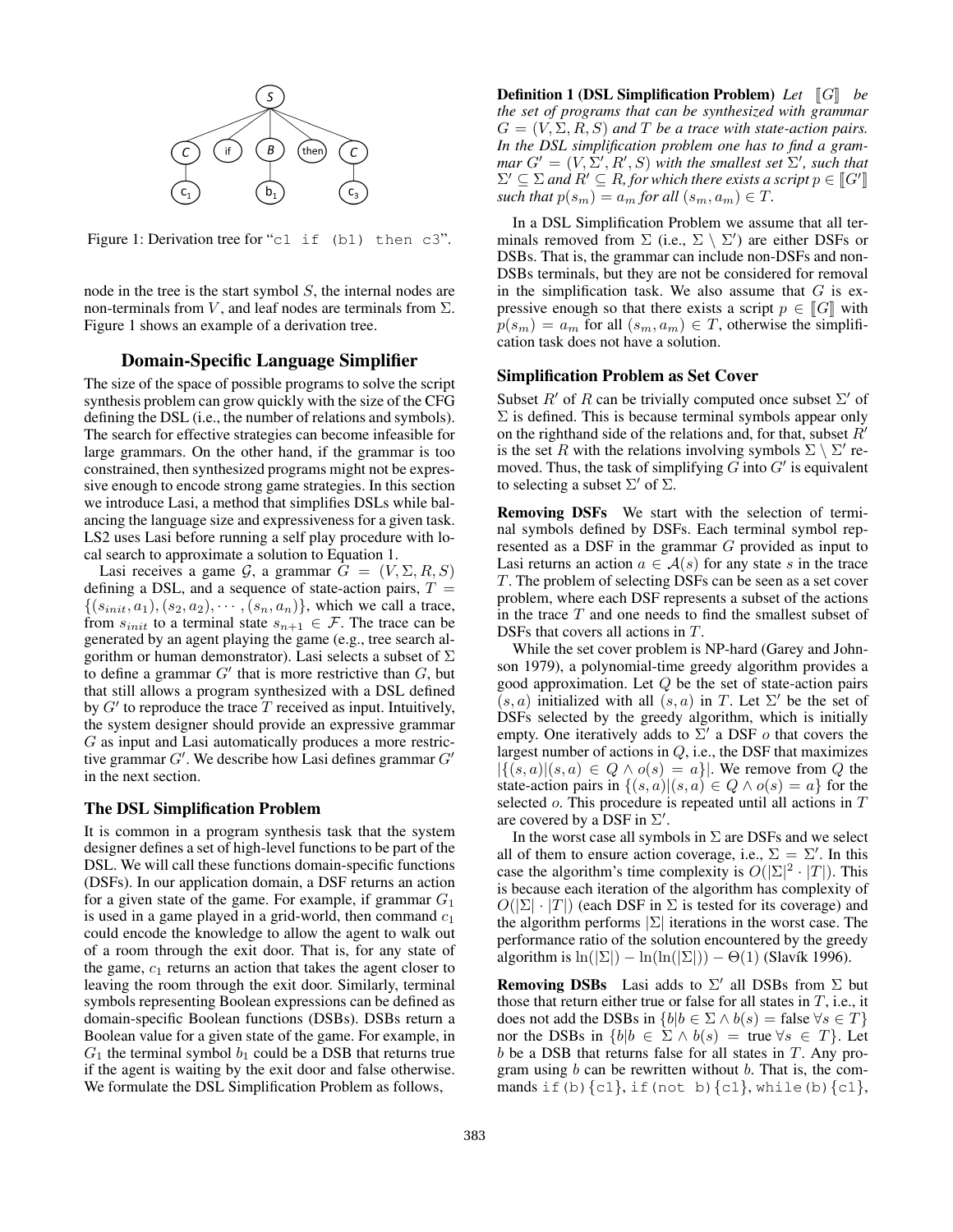Figure 1: Derivation tree for "c1 if (b1) then c3".

node in the tree is the start symbol $S$, the internal nodes are non-terminals from $V$, and leaf nodes are terminals from $\Sigma$. Figure 1 shows an example of a derivation tree.

## Domain-Specific Language Simplifier

The size of the space of possible programs to solve the script synthesis problem can grow quickly with the size of the CFG defining the DSL (i.e., the number of relations and symbols). The search for effective strategies can become infeasible for large grammars. On the other hand, if the grammar is too constrained, then synthesized programs might not be expressive enough to encode strong game strategies. In this section we introduce Lasi, a method that simplifies DSLs while balancing the language size and expressiveness for a given task. LS2 uses Lasi before running a self play procedure with local search to approximate a solution to Equation 1.

Lasi receives a game $\mathcal{G}$, a grammar $G = (V, \Sigma, R, S)$ defining a DSL, and a sequence of state-action pairs, $T = \{(s_{init}, a_1), (s_2, a_2), \cdots, (s_n, a_n)\}$, which we call a trace, from $s_{init}$ to a terminal state $s_{n+1} \in \mathcal{F}$. The trace can be generated by an agent playing the game (e.g., tree search algorithm or human demonstrator). Lasi selects a subset of $\Sigma$ to define a grammar $G'$ that is more restrictive than $G$, but that still allows a program synthesized with a DSL defined by $G'$ to reproduce the trace $T$ received as input. Intuitively, the system designer should provide an expressive grammar $G$ as input and Lasi automatically produces a more restrictive grammar $G'$. We describe how Lasi defines grammar $G'$ in the next section.

### The DSL Simplification Problem

It is common in a program synthesis task that the system designer defines a set of high-level functions to be part of the DSL. We will call these functions domain-specific functions (DSFs). In our application domain, a DSF returns an action for a given state of the game. For example, if grammar $G_1$ is used in a game played in a grid-world, then command $c_1$ could encode the knowledge to allow the agent to walk out of a room through the exit door. That is, for any state of the game, $c_1$ returns an action that takes the agent closer to leaving the room through the exit door. Similarly, terminal symbols representing Boolean expressions can be defined as domain-specific Boolean functions (DSBs). DSBs return a Boolean value for a given state of the game. For example, in $G_1$ the terminal symbol $b_1$ could be a DSB that returns true if the agent is waiting by the exit door and false otherwise. We formulate the DSL Simplification Problem as follows,

**Definition 1 (DSL Simplification Problem)** *Let $[\![G]\!]$ be the set of programs that can be synthesized with grammar $G = (V, \Sigma, R, S)$ and $T$ be a trace with state-action pairs. In the DSL simplification problem one has to find a grammar $G' = (V, \Sigma', R', S)$ with the smallest set $\Sigma'$, such that $\Sigma' \subseteq \Sigma$ and $R' \subseteq R$, for which there exists a script $p \in [\![G']\!]$ such that $p(s_m) = a_m$ for all $(s_m, a_m) \in T$.*

In a DSL Simplification Problem we assume that all terminals removed from $\Sigma$ (i.e., $\Sigma \setminus \Sigma'$) are either DSFs or DSBs. That is, the grammar can include non-DSFs and non-DSBs terminals, but they are not be considered for removal in the simplification task. We also assume that $G$ is expressive enough so that there exists a script $p \in [\![G]\!]$ with $p(s_m) = a_m$ for all $(s_m, a_m) \in T$, otherwise the simplification task does not have a solution.

### Simplification Problem as Set Cover

Subset $R'$ of $R$ can be trivially computed once subset $\Sigma'$ of $\Sigma$ is defined. This is because terminal symbols appear only on the righthand side of the relations and, for that, subset $R'$ is the set $R$ with the relations involving symbols $\Sigma \setminus \Sigma'$ removed. Thus, the task of simplifying $G$ into $G'$ is equivalent to selecting a subset $\Sigma'$ of $\Sigma$.

**Removing DSFs** We start with the selection of terminal symbols defined by DSFs. Each terminal symbol represented as a DSF in the grammar $G$ provided as input to Lasi returns an action $a \in \mathcal{A}(s)$ for any state $s$ in the trace $T$. The problem of selecting DSFs can be seen as a set cover problem, where each DSF represents a subset of the actions in the trace $T$ and one needs to find the smallest subset of DSFs that covers all actions in $T$.

While the set cover problem is NP-hard (Garey and Johnson 1979), a polynomial-time greedy algorithm provides a good approximation. Let $Q$ be the set of state-action pairs $(s, a)$ initialized with all $(s, a)$ in $T$. Let $\Sigma'$ be the set of DSFs selected by the greedy algorithm, which is initially empty. One iteratively adds to $\Sigma'$ a DSF $o$ that covers the largest number of actions in $Q$, i.e., the DSF that maximizes $|\{(s, a)|(s, a) \in Q \wedge o(s) = a\}|$. We remove from $Q$ the state-action pairs in $\{(s, a)|(s, a) \in Q \wedge o(s) = a\}$ for the selected $o$. This procedure is repeated until all actions in $T$ are covered by a DSF in $\Sigma'$.

In the worst case all symbols in $\Sigma$ are DSFs and we select all of them to ensure action coverage, i.e., $\Sigma = \Sigma'$. In this case the algorithm's time complexity is $O(|\Sigma|^2 \cdot |T|)$. This is because each iteration of the algorithm has complexity of $O(|\Sigma| \cdot |T|)$ (each DSF in $\Sigma$ is tested for its coverage) and the algorithm performs $|\Sigma|$ iterations in the worst case. The performance ratio of the solution encountered by the greedy algorithm is $\ln(|\Sigma|) - \ln(\ln(|\Sigma|)) - \Theta(1)$ (Slavík 1996).

**Removing DSBs** Lasi adds to $\Sigma'$ all DSBs from $\Sigma$ but those that return either true or false for all states in $T$, i.e., it does not add the DSBs in $\{b|b \in \Sigma \wedge b(s) = \text{false } \forall s \in T\}$ nor the DSBs in $\{b|b \in \Sigma \wedge b(s) = \text{true } \forall s \in T\}$. Let $b$ be a DSB that returns false for all states in $T$. Any program using $b$ can be rewritten without $b$. That is, the commands `if(b){c1}`, `if(not b){c1}`, `while(b){c1}`,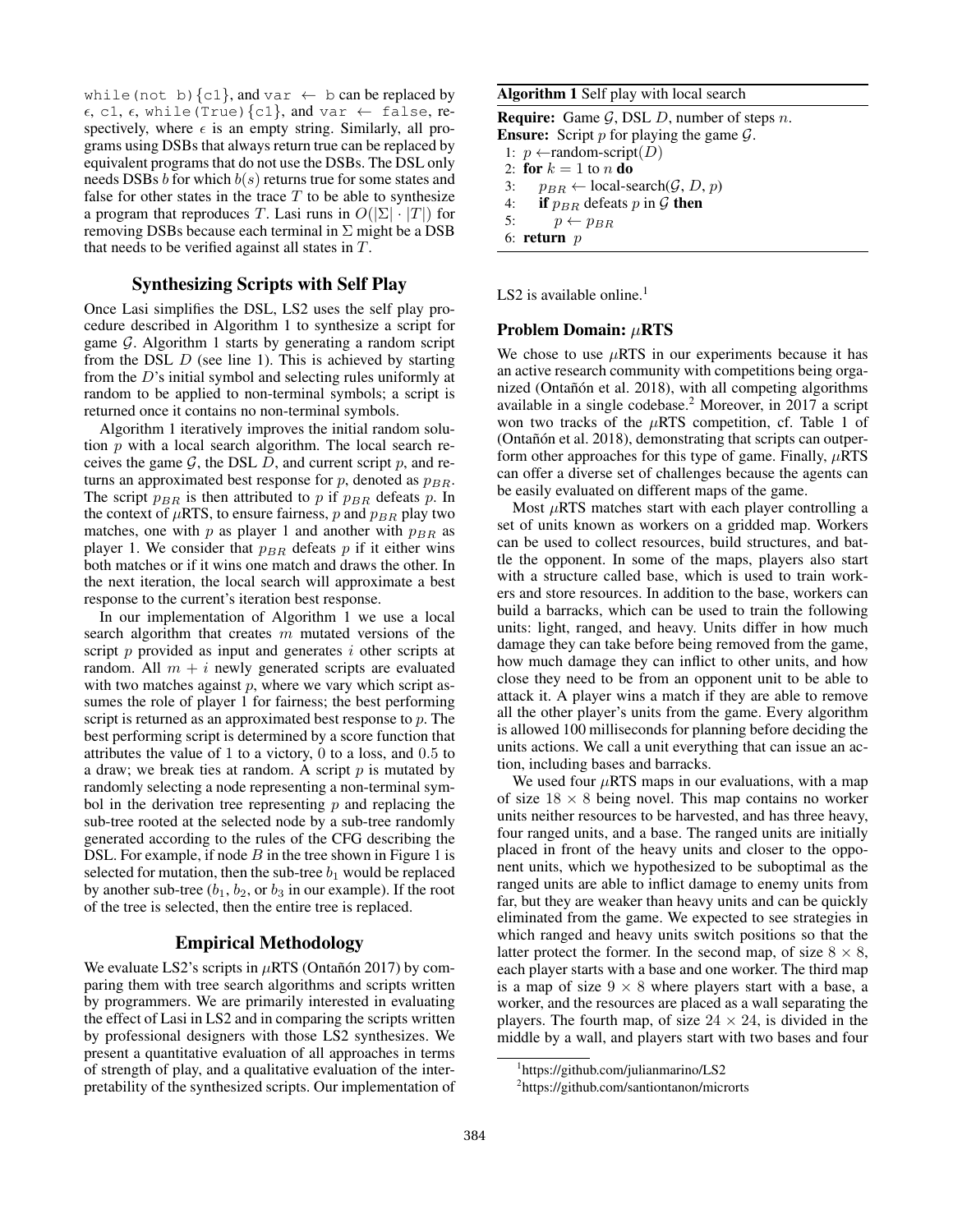`while(not b){c1}`, and `var ← b` can be replaced by $\epsilon$, `c1`, $\epsilon$, `while(True){c1}`, and `var ← false`, respectively, where $\epsilon$ is an empty string. Similarly, all programs using DSBs that always return true can be replaced by equivalent programs that do not use the DSBs. The DSL only needs DSBs $b$ for which $b(s)$ returns true for some states and false for other states in the trace $T$ to be able to synthesize a program that reproduces $T$. Lasi runs in $O(|\Sigma| \cdot |T|)$ for removing DSBs because each terminal in $\Sigma$ might be a DSB that needs to be verified against all states in $T$.

## Synthesizing Scripts with Self Play

Once Lasi simplifies the DSL, LS2 uses the self play procedure described in Algorithm 1 to synthesize a script for game $\mathcal{G}$. Algorithm 1 starts by generating a random script from the DSL $D$ (see line 1). This is achieved by starting from the $D$'s initial symbol and selecting rules uniformly at random to be applied to non-terminal symbols; a script is returned once it contains no non-terminal symbols.

Algorithm 1 iteratively improves the initial random solution $p$ with a local search algorithm. The local search receives the game $\mathcal{G}$, the DSL $D$, and current script $p$, and returns an approximated best response for $p$, denoted as $p_{BR}$. The script $p_{BR}$ is then attributed to $p$ if $p_{BR}$ defeats $p$. In the context of $\mu$RTS, to ensure fairness, $p$ and $p_{BR}$ play two matches, one with $p$ as player 1 and another with $p_{BR}$ as player 1. We consider that $p_{BR}$ defeats $p$ if it either wins both matches or if it wins one match and draws the other. In the next iteration, the local search will approximate a best response to the current's iteration best response.

In our implementation of Algorithm 1 we use a local search algorithm that creates $m$ mutated versions of the script $p$ provided as input and generates $i$ other scripts at random. All $m + i$ newly generated scripts are evaluated with two matches against $p$, where we vary which script assumes the role of player 1 for fairness; the best performing script is returned as an approximated best response to $p$. The best performing script is determined by a score function that attributes the value of 1 to a victory, 0 to a loss, and 0.5 to a draw; we break ties at random. A script $p$ is mutated by randomly selecting a node representing a non-terminal symbol in the derivation tree representing $p$ and replacing the sub-tree rooted at the selected node by a sub-tree randomly generated according to the rules of the CFG describing the DSL. For example, if node $B$ in the tree shown in Figure 1 is selected for mutation, then the sub-tree $b_1$ would be replaced by another sub-tree ($b_1$, $b_2$, or $b_3$ in our example). If the root of the tree is selected, then the entire tree is replaced.

**Algorithm 1** Self play with local search

**Require:** Game $\mathcal{G}$, DSL $D$, number of steps $n$.
**Ensure:** Script $p$ for playing the game $\mathcal{G}$.

1: $p \leftarrow$random-script($D$)
2: **for** $k = 1$ to $n$ **do**
3: $\quad p_{BR} \leftarrow$ local-search($\mathcal{G}$, $D$, $p$)
4: $\quad$ **if** $p_{BR}$ defeats $p$ in $\mathcal{G}$ **then**
5: $\quad\quad p \leftarrow p_{BR}$
6: **return** $p$

## Empirical Methodology

We evaluate LS2's scripts in $\mu$RTS (Ontañón 2017) by comparing them with tree search algorithms and scripts written by programmers. We are primarily interested in evaluating the effect of Lasi in LS2 and in comparing the scripts written by professional designers with those LS2 synthesizes. We present a quantitative evaluation of all approaches in terms of strength of play, and a qualitative evaluation of the interpretability of the synthesized scripts. Our implementation of LS2 is available online.[1]

### Problem Domain: $\mu$RTS

We chose to use $\mu$RTS in our experiments because it has an active research community with competitions being organized (Ontañón et al. 2018), with all competing algorithms available in a single codebase.[2] Moreover, in 2017 a script won two tracks of the $\mu$RTS competition, cf. Table 1 of (Ontañón et al. 2018), demonstrating that scripts can outperform other approaches for this type of game. Finally, $\mu$RTS can offer a diverse set of challenges because the agents can be easily evaluated on different maps of the game.

Most $\mu$RTS matches start with each player controlling a set of units known as workers on a gridded map. Workers can be used to collect resources, build structures, and battle the opponent. In some of the maps, players also start with a structure called base, which is used to train workers and store resources. In addition to the base, workers can build a barracks, which can be used to train the following units: light, ranged, and heavy. Units differ in how much damage they can take before being removed from the game, how much damage they can inflict to other units, and how close they need to be from an opponent unit to be able to attack it. A player wins a match if they are able to remove all the other player's units from the game. Every algorithm is allowed 100 milliseconds for planning before deciding the units actions. We call a unit everything that can issue an action, including bases and barracks.

We used four $\mu$RTS maps in our evaluations, with a map of size $18 \times 8$ being novel. This map contains no worker units neither resources to be harvested, and has three heavy, four ranged units, and a base. The ranged units are initially placed in front of the heavy units and closer to the opponent units, which we hypothesized to be suboptimal as the ranged units are able to inflict damage to enemy units from far, but they are weaker than heavy units and can be quickly eliminated from the game. We expected to see strategies in which ranged and heavy units switch positions so that the latter protect the former. In the second map, of size $8 \times 8$, each player starts with a base and one worker. The third map is a map of size $9 \times 8$ where players start with a base, a worker, and the resources are placed as a wall separating the players. The fourth map, of size $24 \times 24$, is divided in the middle by a wall, and players start with two bases and four

[1] https://github.com/julianmarino/LS2

[2] https://github.com/santiontanon/microrts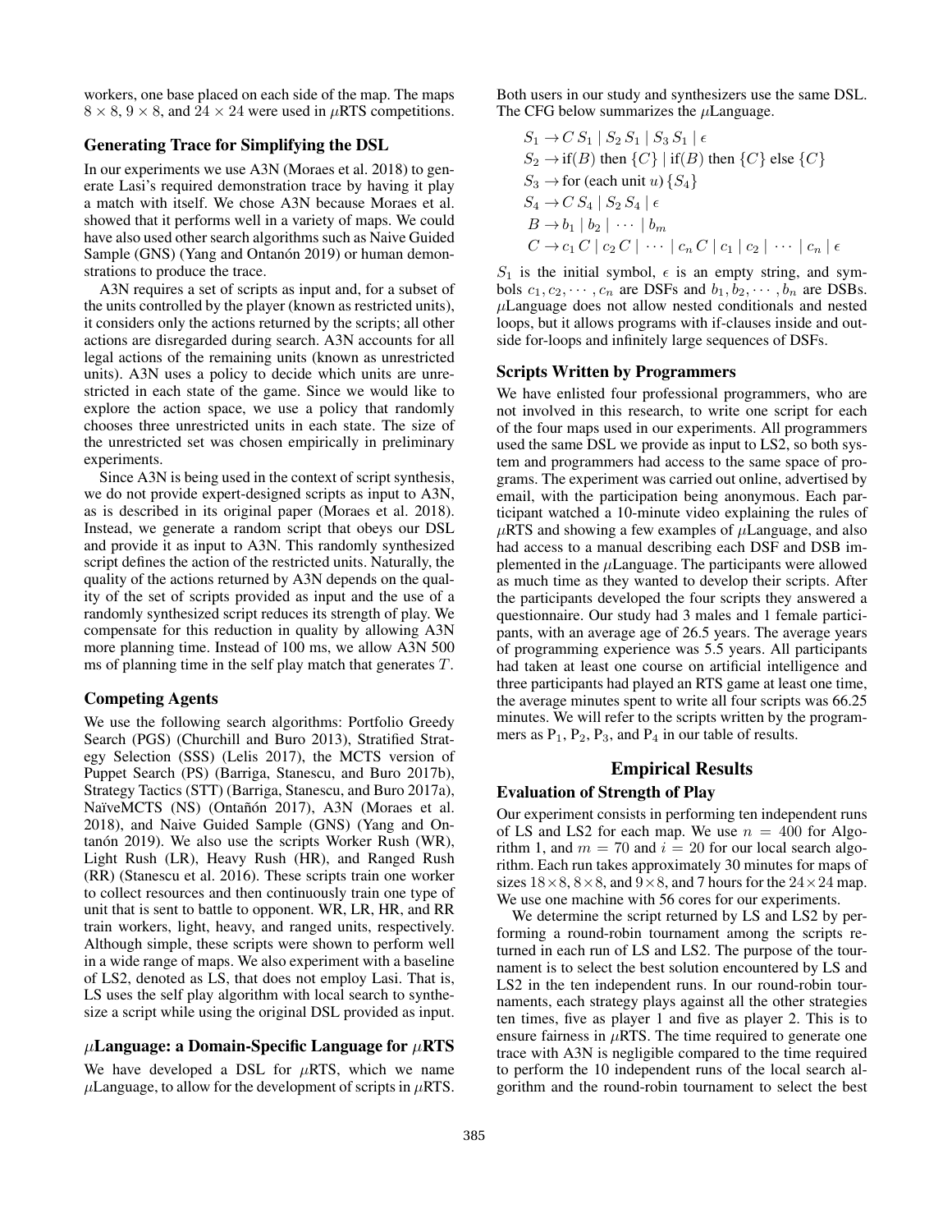workers, one base placed on each side of the map. The maps $8 \times 8$, $9 \times 8$, and $24 \times 24$ were used in $\mu$RTS competitions.

### Generating Trace for Simplifying the DSL

In our experiments we use A3N (Moraes et al. 2018) to generate Lasi's required demonstration trace by having it play a match with itself. We chose A3N because Moraes et al. showed that it performs well in a variety of maps. We could have also used other search algorithms such as Naive Guided Sample (GNS) (Yang and Ontanón 2019) or human demonstrations to produce the trace.

A3N requires a set of scripts as input and, for a subset of the units controlled by the player (known as restricted units), it considers only the actions returned by the scripts; all other actions are disregarded during search. A3N accounts for all legal actions of the remaining units (known as unrestricted units). A3N uses a policy to decide which units are unrestricted in each state of the game. Since we would like to explore the action space, we use a policy that randomly chooses three unrestricted units in each state. The size of the unrestricted set was chosen empirically in preliminary experiments.

Since A3N is being used in the context of script synthesis, we do not provide expert-designed scripts as input to A3N, as is described in its original paper (Moraes et al. 2018). Instead, we generate a random script that obeys our DSL and provide it as input to A3N. This randomly synthesized script defines the action of the restricted units. Naturally, the quality of the actions returned by A3N depends on the quality of the set of scripts provided as input and the use of a randomly synthesized script reduces its strength of play. We compensate for this reduction in quality by allowing A3N more planning time. Instead of 100 ms, we allow A3N 500 ms of planning time in the self play match that generates $T$.

### Competing Agents

We use the following search algorithms: Portfolio Greedy Search (PGS) (Churchill and Buro 2013), Stratified Strategy Selection (SSS) (Lelis 2017), the MCTS version of Puppet Search (PS) (Barriga, Stanescu, and Buro 2017b), Strategy Tactics (STT) (Barriga, Stanescu, and Buro 2017a), NaïveMCTS (NS) (Ontañón 2017), A3N (Moraes et al. 2018), and Naive Guided Sample (GNS) (Yang and Ontanón 2019). We also use the scripts Worker Rush (WR), Light Rush (LR), Heavy Rush (HR), and Ranged Rush (RR) (Stanescu et al. 2016). These scripts train one worker to collect resources and then continuously train one type of unit that is sent to battle to opponent. WR, LR, HR, and RR train workers, light, heavy, and ranged units, respectively. Although simple, these scripts were shown to perform well in a wide range of maps. We also experiment with a baseline of LS2, denoted as LS, that does not employ Lasi. That is, LS uses the self play algorithm with local search to synthesize a script while using the original DSL provided as input.

### $\mu$Language: a Domain-Specific Language for $\mu$RTS

We have developed a DSL for $\mu$RTS, which we name $\mu$Language, to allow for the development of scripts in $\mu$RTS. Both users in our study and synthesizers use the same DSL. The CFG below summarizes the $\mu$Language.

$$
\begin{aligned}
S_1 &\rightarrow C\, S_1 \mid S_2\, S_1 \mid S_3\, S_1 \mid \epsilon \\
S_2 &\rightarrow \text{if}(B) \text{ then } \{C\} \mid \text{if}(B) \text{ then } \{C\} \text{ else } \{C\} \\
S_3 &\rightarrow \text{for (each unit } u) \{S_4\} \\
S_4 &\rightarrow C\, S_4 \mid S_2\, S_4 \mid \epsilon \\
B &\rightarrow b_1 \mid b_2 \mid \cdots \mid b_m \\
C &\rightarrow c_1\, C \mid c_2\, C \mid \cdots \mid c_n\, C \mid c_1 \mid c_2 \mid \cdots \mid c_n \mid \epsilon
\end{aligned}
$$

$S_1$ is the initial symbol, $\epsilon$ is an empty string, and symbols $c_1, c_2, \cdots, c_n$ are DSFs and $b_1, b_2, \cdots, b_n$ are DSBs. $\mu$Language does not allow nested conditionals and nested loops, but it allows programs with if-clauses inside and outside for-loops and infinitely large sequences of DSFs.

### Scripts Written by Programmers

We have enlisted four professional programmers, who are not involved in this research, to write one script for each of the four maps used in our experiments. All programmers used the same DSL we provide as input to LS2, so both system and programmers had access to the same space of programs. The experiment was carried out online, advertised by email, with the participation being anonymous. Each participant watched a 10-minute video explaining the rules of $\mu$RTS and showing a few examples of $\mu$Language, and also had access to a manual describing each DSF and DSB implemented in the $\mu$Language. The participants were allowed as much time as they wanted to develop their scripts. After the participants developed the four scripts they answered a questionnaire. Our study had 3 males and 1 female participants, with an average age of 26.5 years. The average years of programming experience was 5.5 years. All participants had taken at least one course on artificial intelligence and three participants had played an RTS game at least one time, the average minutes spent to write all four scripts was 66.25 minutes. We will refer to the scripts written by the programmers as $\text{P}_1$, $\text{P}_2$, $\text{P}_3$, and $\text{P}_4$ in our table of results.

## Empirical Results

### Evaluation of Strength of Play

Our experiment consists in performing ten independent runs of LS and LS2 for each map. We use $n = 400$ for Algorithm 1, and $m = 70$ and $i = 20$ for our local search algorithm. Each run takes approximately 30 minutes for maps of sizes $18 \times 8$, $8 \times 8$, and $9 \times 8$, and 7 hours for the $24 \times 24$ map. We use one machine with 56 cores for our experiments.

We determine the script returned by LS and LS2 by performing a round-robin tournament among the scripts returned in each run of LS and LS2. The purpose of the tournament is to select the best solution encountered by LS and LS2 in the ten independent runs. In our round-robin tournaments, each strategy plays against all the other strategies ten times, five as player 1 and five as player 2. This is to ensure fairness in $\mu$RTS. The time required to generate one trace with A3N is negligible compared to the time required to perform the 10 independent runs of the local search algorithm and the round-robin tournament to select the best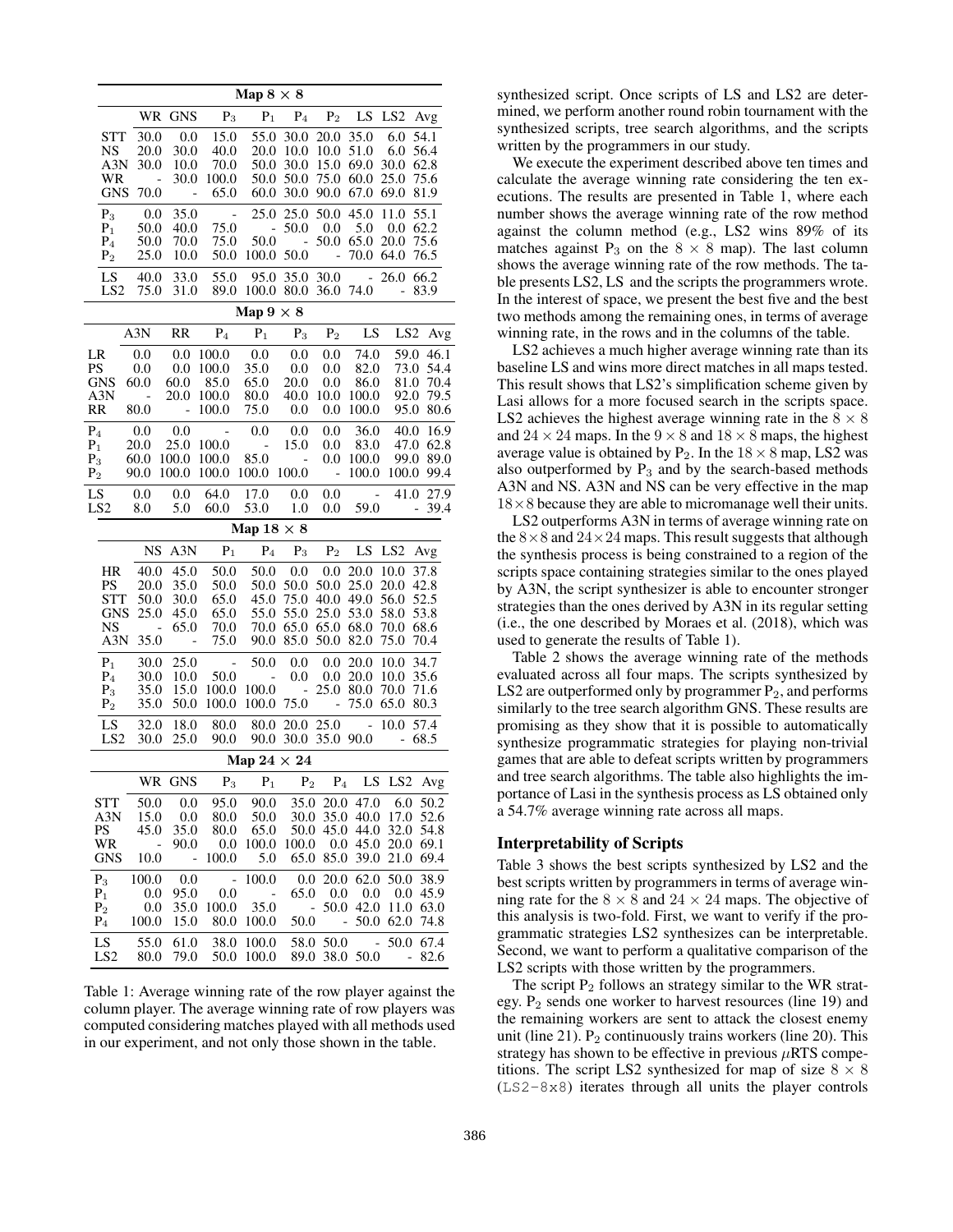**Map 8 × 8**

| | WR | GNS | $P_3$ | $P_1$ | $P_4$ | $P_2$ | LS | LS2 | Avg |
|---|---|---|---|---|---|---|---|---|---|
| STT | 30.0 | 0.0 | 15.0 | 55.0 | 30.0 | 20.0 | 35.0 | 6.0 | 54.1 |
| NS | 20.0 | 30.0 | 40.0 | 20.0 | 10.0 | 10.0 | 51.0 | 6.0 | 56.4 |
| A3N | 30.0 | 10.0 | 70.0 | 50.0 | 30.0 | 15.0 | 69.0 | 30.0 | 62.8 |
| WR | - | 30.0 | 100.0 | 50.0 | 50.0 | 75.0 | 60.0 | 25.0 | 75.6 |
| GNS | 70.0 | - | 65.0 | 60.0 | 30.0 | 90.0 | 67.0 | 69.0 | 81.9 |
| $P_3$ | 0.0 | 35.0 | - | 25.0 | 25.0 | 50.0 | 45.0 | 11.0 | 55.1 |
| $P_1$ | 50.0 | 40.0 | 75.0 | - | 50.0 | 0.0 | 5.0 | 0.0 | 62.2 |
| $P_4$ | 50.0 | 70.0 | 75.0 | 50.0 | - | 50.0 | 65.0 | 20.0 | 75.6 |
| $P_2$ | 25.0 | 10.0 | 50.0 | 100.0 | 50.0 | - | 70.0 | 64.0 | 76.5 |
| LS | 40.0 | 33.0 | 55.0 | 95.0 | 35.0 | 30.0 | - | 26.0 | 66.2 |
| LS2 | 75.0 | 31.0 | 89.0 | 100.0 | 80.0 | 36.0 | 74.0 | - | 83.9 |

**Map 9 × 8**

| | A3N | RR | $P_4$ | $P_1$ | $P_3$ | $P_2$ | LS | LS2 | Avg |
|---|---|---|---|---|---|---|---|---|---|
| LR | 0.0 | 0.0 | 100.0 | 0.0 | 0.0 | 0.0 | 74.0 | 59.0 | 46.1 |
| PS | 0.0 | 0.0 | 100.0 | 35.0 | 0.0 | 0.0 | 82.0 | 73.0 | 54.4 |
| GNS | 60.0 | 60.0 | 85.0 | 65.0 | 20.0 | 0.0 | 86.0 | 81.0 | 70.4 |
| A3N | - | 20.0 | 100.0 | 80.0 | 40.0 | 10.0 | 100.0 | 92.0 | 79.5 |
| RR | 80.0 | - | 100.0 | 75.0 | 0.0 | 0.0 | 100.0 | 95.0 | 80.6 |
| $P_4$ | 0.0 | 0.0 | - | 0.0 | 0.0 | 0.0 | 36.0 | 40.0 | 16.9 |
| $P_1$ | 20.0 | 25.0 | 100.0 | - | 15.0 | 0.0 | 83.0 | 47.0 | 62.8 |
| $P_3$ | 60.0 | 100.0 | 100.0 | 85.0 | - | 0.0 | 100.0 | 99.0 | 89.0 |
| $P_2$ | 90.0 | 100.0 | 100.0 | 100.0 | 100.0 | - | 100.0 | 100.0 | 99.4 |
| LS | 0.0 | 0.0 | 64.0 | 17.0 | 0.0 | 0.0 | - | 41.0 | 27.9 |
| LS2 | 8.0 | 5.0 | 60.0 | 53.0 | 1.0 | 0.0 | 59.0 | - | 39.4 |

**Map 18 × 8**

| | NS | A3N | $P_1$ | $P_4$ | $P_3$ | $P_2$ | LS | LS2 | Avg |
|---|---|---|---|---|---|---|---|---|---|
| HR | 40.0 | 45.0 | 50.0 | 50.0 | 0.0 | 0.0 | 20.0 | 10.0 | 37.8 |
| PS | 20.0 | 35.0 | 50.0 | 50.0 | 50.0 | 50.0 | 25.0 | 20.0 | 42.8 |
| STT | 50.0 | 30.0 | 65.0 | 45.0 | 75.0 | 40.0 | 49.0 | 56.0 | 52.5 |
| GNS | 25.0 | 45.0 | 65.0 | 55.0 | 55.0 | 25.0 | 53.0 | 58.0 | 53.8 |
| NS | - | 65.0 | 70.0 | 70.0 | 65.0 | 65.0 | 68.0 | 70.0 | 68.6 |
| A3N | 35.0 | - | 75.0 | 90.0 | 85.0 | 50.0 | 82.0 | 75.0 | 70.4 |
| $P_1$ | 30.0 | 25.0 | - | 50.0 | 0.0 | 0.0 | 20.0 | 10.0 | 34.7 |
| $P_4$ | 30.0 | 10.0 | 50.0 | - | 0.0 | 0.0 | 20.0 | 10.0 | 35.6 |
| $P_3$ | 35.0 | 15.0 | 100.0 | 100.0 | - | 25.0 | 80.0 | 70.0 | 71.6 |
| $P_2$ | 35.0 | 50.0 | 100.0 | 100.0 | 75.0 | - | 75.0 | 65.0 | 80.3 |
| LS | 32.0 | 18.0 | 80.0 | 80.0 | 20.0 | 25.0 | - | 10.0 | 57.4 |
| LS2 | 30.0 | 25.0 | 90.0 | 90.0 | 30.0 | 35.0 | 90.0 | - | 68.5 |

**Map 24 × 24**

| | WR | GNS | $P_3$ | $P_1$ | $P_2$ | $P_4$ | LS | LS2 | Avg |
|---|---|---|---|---|---|---|---|---|---|
| STT | 50.0 | 0.0 | 95.0 | 90.0 | 35.0 | 20.0 | 47.0 | 6.0 | 50.2 |
| A3N | 15.0 | 0.0 | 80.0 | 50.0 | 30.0 | 35.0 | 40.0 | 17.0 | 52.6 |
| PS | 45.0 | 35.0 | 80.0 | 65.0 | 50.0 | 45.0 | 44.0 | 32.0 | 54.8 |
| WR | - | 90.0 | 0.0 | 100.0 | 100.0 | 0.0 | 45.0 | 20.0 | 69.1 |
| GNS | 10.0 | - | 100.0 | 5.0 | 65.0 | 85.0 | 39.0 | 21.0 | 69.4 |
| $P_3$ | 100.0 | 0.0 | - | 100.0 | 0.0 | 20.0 | 62.0 | 50.0 | 38.9 |
| $P_1$ | 0.0 | 95.0 | 0.0 | - | 65.0 | 0.0 | 0.0 | 0.0 | 45.9 |
| $P_2$ | 0.0 | 35.0 | 100.0 | 35.0 | - | 50.0 | 42.0 | 11.0 | 63.0 |
| $P_4$ | 100.0 | 15.0 | 80.0 | 100.0 | 50.0 | - | 50.0 | 62.0 | 74.8 |
| LS | 55.0 | 61.0 | 38.0 | 100.0 | 58.0 | 50.0 | - | 50.0 | 67.4 |
| LS2 | 80.0 | 79.0 | 50.0 | 100.0 | 89.0 | 38.0 | 50.0 | - | 82.6 |

Table 1: Average winning rate of the row player against the column player. The average winning rate of row players was computed considering matches played with all methods used in our experiment, and not only those shown in the table.

synthesized script. Once scripts of LS and LS2 are determined, we perform another round robin tournament with the synthesized scripts, tree search algorithms, and the scripts written by the programmers in our study.

We execute the experiment described above ten times and calculate the average winning rate considering the ten executions. The results are presented in Table 1, where each number shows the average winning rate of the row method against the column method (e.g., LS2 wins 89% of its matches against $P_3$ on the $8 \times 8$ map). The last column shows the average winning rate of the row methods. The table presents LS2, LS and the scripts the programmers wrote. In the interest of space, we present the best five and the best two methods among the remaining ones, in terms of average winning rate, in the rows and in the columns of the table.

LS2 achieves a much higher average winning rate than its baseline LS and wins more direct matches in all maps tested. This result shows that LS2's simplification scheme given by Lasi allows for a more focused search in the scripts space. LS2 achieves the highest average winning rate in the $8 \times 8$ and $24 \times 24$ maps. In the $9 \times 8$ and $18 \times 8$ maps, the highest average value is obtained by $P_2$. In the $18 \times 8$ map, LS2 was also outperformed by $P_3$ and by the search-based methods A3N and NS. A3N and NS can be very effective in the map $18 \times 8$ because they are able to micromanage well their units.

LS2 outperforms A3N in terms of average winning rate on the $8 \times 8$ and $24 \times 24$ maps. This result suggests that although the synthesis process is being constrained to a region of the scripts space containing strategies similar to the ones played by A3N, the script synthesizer is able to encounter stronger strategies than the ones derived by A3N in its regular setting (i.e., the one described by Moraes et al. (2018), which was used to generate the results of Table 1).

Table 2 shows the average winning rate of the methods evaluated across all four maps. The scripts synthesized by LS2 are outperformed only by programmer $P_2$, and performs similarly to the tree search algorithm GNS. These results are promising as they show that it is possible to automatically synthesize programmatic strategies for playing non-trivial games that are able to defeat scripts written by programmers and tree search algorithms. The table also highlights the importance of Lasi in the synthesis process as LS obtained only a 54.7% average winning rate across all maps.

### Interpretability of Scripts

Table 3 shows the best scripts synthesized by LS2 and the best scripts written by programmers in terms of average winning rate for the $8 \times 8$ and $24 \times 24$ maps. The objective of this analysis is two-fold. First, we want to verify if the programmatic strategies LS2 synthesizes can be interpretable. Second, we want to perform a qualitative comparison of the LS2 scripts with those written by the programmers.

The script $P_2$ follows an strategy similar to the WR strategy. $P_2$ sends one worker to harvest resources (line 19) and the remaining workers are sent to attack the closest enemy unit (line 21). $P_2$ continuously trains workers (line 20). This strategy has shown to be effective in previous $\mu$RTS competitions. The script LS2 synthesized for map of size $8 \times 8$ (LS2-8x8) iterates through all units the player controls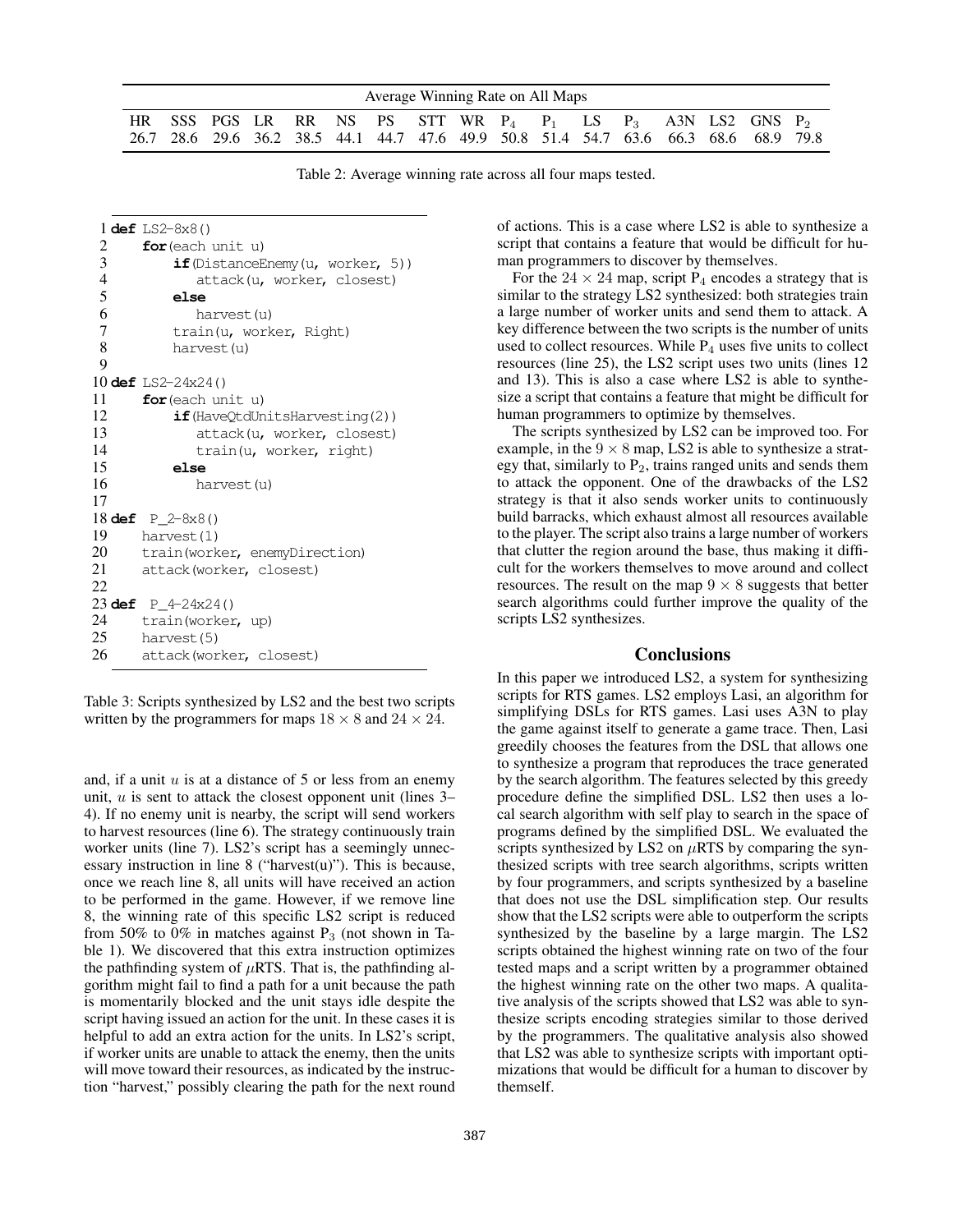| Average Winning Rate on All Maps | | | | | | | | | | | | | | | | |
|---|---|---|---|---|---|---|---|---|---|---|---|---|---|---|---|---|
| HR | SSS | PGS | LR | RR | NS | PS | STT | WR | $P_4$ | $P_1$ | LS | $P_3$ | A3N | LS2 | GNS | $P_2$ |
| 26.7 | 28.6 | 29.6 | 36.2 | 38.5 | 44.1 | 44.7 | 47.6 | 49.9 | 50.8 | 51.4 | 54.7 | 63.6 | 66.3 | 68.6 | 68.9 | 79.8 |

Table 2: Average winning rate across all four maps tested.

```
1  def LS2-8x8()
2      for(each unit u)
3          if(DistanceEnemy(u, worker, 5))
4              attack(u, worker, closest)
5          else
6              harvest(u)
7          train(u, worker, Right)
8          harvest(u)
9
10 def LS2-24x24()
11     for(each unit u)
12         if(HaveQtdUnitsHarvesting(2))
13             attack(u, worker, closest)
14             train(u, worker, right)
15         else
16             harvest(u)
17
18 def  P_2-8x8()
19     harvest(1)
20     train(worker, enemyDirection)
21     attack(worker, closest)
22
23 def  P_4-24x24()
24     train(worker, up)
25     harvest(5)
26     attack(worker, closest)
```

Table 3: Scripts synthesized by LS2 and the best two scripts written by the programmers for maps $18 \times 8$ and $24 \times 24$.

and, if a unit $u$ is at a distance of 5 or less from an enemy unit, $u$ is sent to attack the closest opponent unit (lines 3–4). If no enemy unit is nearby, the script will send workers to harvest resources (line 6). The strategy continuously train worker units (line 7). LS2's script has a seemingly unnecessary instruction in line 8 ("harvest(u)"). This is because, once we reach line 8, all units will have received an action to be performed in the game. However, if we remove line 8, the winning rate of this specific LS2 script is reduced from 50% to 0% in matches against $P_3$ (not shown in Table 1). We discovered that this extra instruction optimizes the pathfinding system of $\mu$RTS. That is, the pathfinding algorithm might fail to find a path for a unit because the path is momentarily blocked and the unit stays idle despite the script having issued an action for the unit. In these cases it is helpful to add an extra action for the units. In LS2's script, if worker units are unable to attack the enemy, then the units will move toward their resources, as indicated by the instruction "harvest," possibly clearing the path for the next round of actions. This is a case where LS2 is able to synthesize a script that contains a feature that would be difficult for human programmers to discover by themselves.

For the $24 \times 24$ map, script $P_4$ encodes a strategy that is similar to the strategy LS2 synthesized: both strategies train a large number of worker units and send them to attack. A key difference between the two scripts is the number of units used to collect resources. While $P_4$ uses five units to collect resources (line 25), the LS2 script uses two units (lines 12 and 13). This is also a case where LS2 is able to synthesize a script that contains a feature that might be difficult for human programmers to optimize by themselves.

The scripts synthesized by LS2 can be improved too. For example, in the $9 \times 8$ map, LS2 is able to synthesize a strategy that, similarly to $P_2$, trains ranged units and sends them to attack the opponent. One of the drawbacks of the LS2 strategy is that it also sends worker units to continuously build barracks, which exhaust almost all resources available to the player. The script also trains a large number of workers that clutter the region around the base, thus making it difficult for the workers themselves to move around and collect resources. The result on the map $9 \times 8$ suggests that better search algorithms could further improve the quality of the scripts LS2 synthesizes.

## Conclusions

In this paper we introduced LS2, a system for synthesizing scripts for RTS games. LS2 employs Lasi, an algorithm for simplifying DSLs for RTS games. Lasi uses A3N to play the game against itself to generate a game trace. Then, Lasi greedily chooses the features from the DSL that allows one to synthesize a program that reproduces the trace generated by the search algorithm. The features selected by this greedy procedure define the simplified DSL. LS2 then uses a local search algorithm with self play to search in the space of programs defined by the simplified DSL. We evaluated the scripts synthesized by LS2 on $\mu$RTS by comparing the synthesized scripts with tree search algorithms, scripts written by four programmers, and scripts synthesized by a baseline that does not use the DSL simplification step. Our results show that the LS2 scripts were able to outperform the scripts synthesized by the baseline by a large margin. The LS2 scripts obtained the highest winning rate on two of the four tested maps and a script written by a programmer obtained the highest winning rate on the other two maps. A qualitative analysis of the scripts showed that LS2 was able to synthesize scripts encoding strategies similar to those derived by the programmers. The qualitative analysis also showed that LS2 was able to synthesize scripts with important optimizations that would be difficult for a human to discover by themself.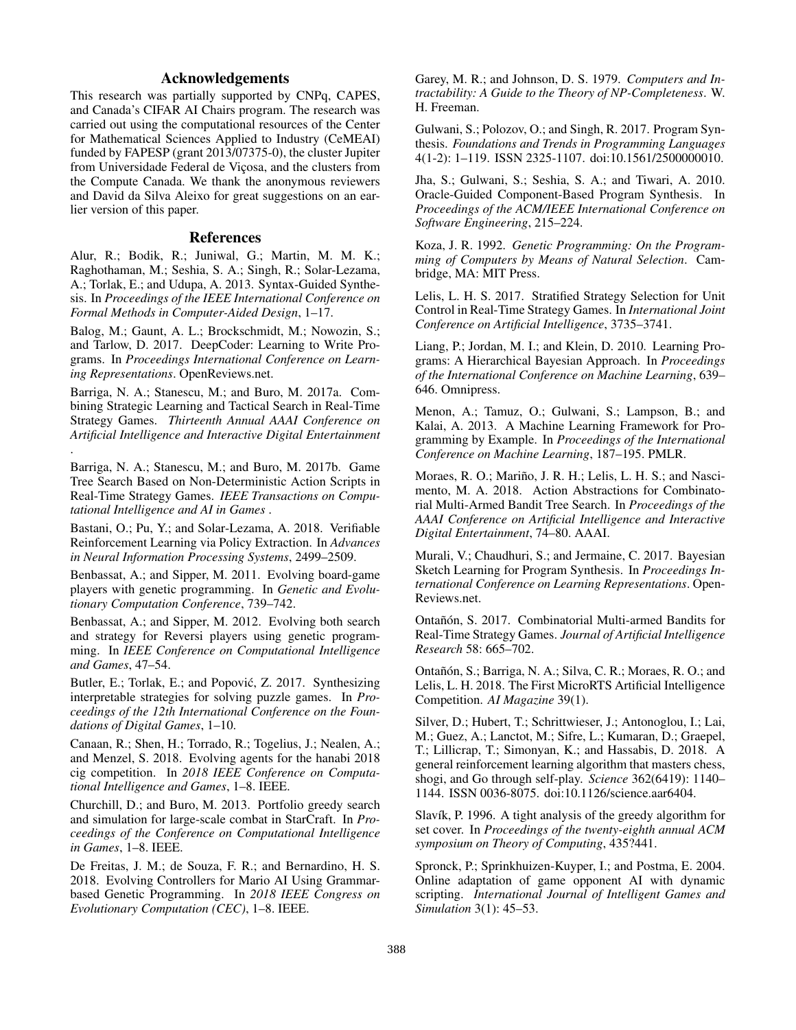## Acknowledgements

This research was partially supported by CNPq, CAPES, and Canada's CIFAR AI Chairs program. The research was carried out using the computational resources of the Center for Mathematical Sciences Applied to Industry (CeMEAI) funded by FAPESP (grant 2013/07375-0), the cluster Jupiter from Universidade Federal de Viçosa, and the clusters from the Compute Canada. We thank the anonymous reviewers and David da Silva Aleixo for great suggestions on an earlier version of this paper.

## References

Alur, R.; Bodik, R.; Juniwal, G.; Martin, M. M. K.; Raghothaman, M.; Seshia, S. A.; Singh, R.; Solar-Lezama, A.; Torlak, E.; and Udupa, A. 2013. Syntax-Guided Synthesis. In *Proceedings of the IEEE International Conference on Formal Methods in Computer-Aided Design*, 1–17.

Balog, M.; Gaunt, A. L.; Brockschmidt, M.; Nowozin, S.; and Tarlow, D. 2017. DeepCoder: Learning to Write Programs. In *Proceedings International Conference on Learning Representations*. OpenReviews.net.

Barriga, N. A.; Stanescu, M.; and Buro, M. 2017a. Combining Strategic Learning and Tactical Search in Real-Time Strategy Games. *Thirteenth Annual AAAI Conference on Artificial Intelligence and Interactive Digital Entertainment* .

Barriga, N. A.; Stanescu, M.; and Buro, M. 2017b. Game Tree Search Based on Non-Deterministic Action Scripts in Real-Time Strategy Games. *IEEE Transactions on Computational Intelligence and AI in Games* .

Bastani, O.; Pu, Y.; and Solar-Lezama, A. 2018. Verifiable Reinforcement Learning via Policy Extraction. In *Advances in Neural Information Processing Systems*, 2499–2509.

Benbassat, A.; and Sipper, M. 2011. Evolving board-game players with genetic programming. In *Genetic and Evolutionary Computation Conference*, 739–742.

Benbassat, A.; and Sipper, M. 2012. Evolving both search and strategy for Reversi players using genetic programming. In *IEEE Conference on Computational Intelligence and Games*, 47–54.

Butler, E.; Torlak, E.; and Popović, Z. 2017. Synthesizing interpretable strategies for solving puzzle games. In *Proceedings of the 12th International Conference on the Foundations of Digital Games*, 1–10.

Canaan, R.; Shen, H.; Torrado, R.; Togelius, J.; Nealen, A.; and Menzel, S. 2018. Evolving agents for the hanabi 2018 cig competition. In *2018 IEEE Conference on Computational Intelligence and Games*, 1–8. IEEE.

Churchill, D.; and Buro, M. 2013. Portfolio greedy search and simulation for large-scale combat in StarCraft. In *Proceedings of the Conference on Computational Intelligence in Games*, 1–8. IEEE.

De Freitas, J. M.; de Souza, F. R.; and Bernardino, H. S. 2018. Evolving Controllers for Mario AI Using Grammar-based Genetic Programming. In *2018 IEEE Congress on Evolutionary Computation (CEC)*, 1–8. IEEE.

Garey, M. R.; and Johnson, D. S. 1979. *Computers and Intractability: A Guide to the Theory of NP-Completeness*. W. H. Freeman.

Gulwani, S.; Polozov, O.; and Singh, R. 2017. Program Synthesis. *Foundations and Trends in Programming Languages* 4(1-2): 1–119. ISSN 2325-1107. doi:10.1561/2500000010.

Jha, S.; Gulwani, S.; Seshia, S. A.; and Tiwari, A. 2010. Oracle-Guided Component-Based Program Synthesis. In *Proceedings of the ACM/IEEE International Conference on Software Engineering*, 215–224.

Koza, J. R. 1992. *Genetic Programming: On the Programming of Computers by Means of Natural Selection*. Cambridge, MA: MIT Press.

Lelis, L. H. S. 2017. Stratified Strategy Selection for Unit Control in Real-Time Strategy Games. In *International Joint Conference on Artificial Intelligence*, 3735–3741.

Liang, P.; Jordan, M. I.; and Klein, D. 2010. Learning Programs: A Hierarchical Bayesian Approach. In *Proceedings of the International Conference on Machine Learning*, 639–646. Omnipress.

Menon, A.; Tamuz, O.; Gulwani, S.; Lampson, B.; and Kalai, A. 2013. A Machine Learning Framework for Programming by Example. In *Proceedings of the International Conference on Machine Learning*, 187–195. PMLR.

Moraes, R. O.; Mariño, J. R. H.; Lelis, L. H. S.; and Nascimento, M. A. 2018. Action Abstractions for Combinatorial Multi-Armed Bandit Tree Search. In *Proceedings of the AAAI Conference on Artificial Intelligence and Interactive Digital Entertainment*, 74–80. AAAI.

Murali, V.; Chaudhuri, S.; and Jermaine, C. 2017. Bayesian Sketch Learning for Program Synthesis. In *Proceedings International Conference on Learning Representations*. OpenReviews.net.

Ontañón, S. 2017. Combinatorial Multi-armed Bandits for Real-Time Strategy Games. *Journal of Artificial Intelligence Research* 58: 665–702.

Ontañón, S.; Barriga, N. A.; Silva, C. R.; Moraes, R. O.; and Lelis, L. H. 2018. The First MicroRTS Artificial Intelligence Competition. *AI Magazine* 39(1).

Silver, D.; Hubert, T.; Schrittwieser, J.; Antonoglou, I.; Lai, M.; Guez, A.; Lanctot, M.; Sifre, L.; Kumaran, D.; Graepel, T.; Lillicrap, T.; Simonyan, K.; and Hassabis, D. 2018. A general reinforcement learning algorithm that masters chess, shogi, and Go through self-play. *Science* 362(6419): 1140–1144. ISSN 0036-8075. doi:10.1126/science.aar6404.

Slavík, P. 1996. A tight analysis of the greedy algorithm for set cover. In *Proceedings of the twenty-eighth annual ACM symposium on Theory of Computing*, 435?441.

Spronck, P.; Sprinkhuizen-Kuyper, I.; and Postma, E. 2004. Online adaptation of game opponent AI with dynamic scripting. *International Journal of Intelligent Games and Simulation* 3(1): 45–53.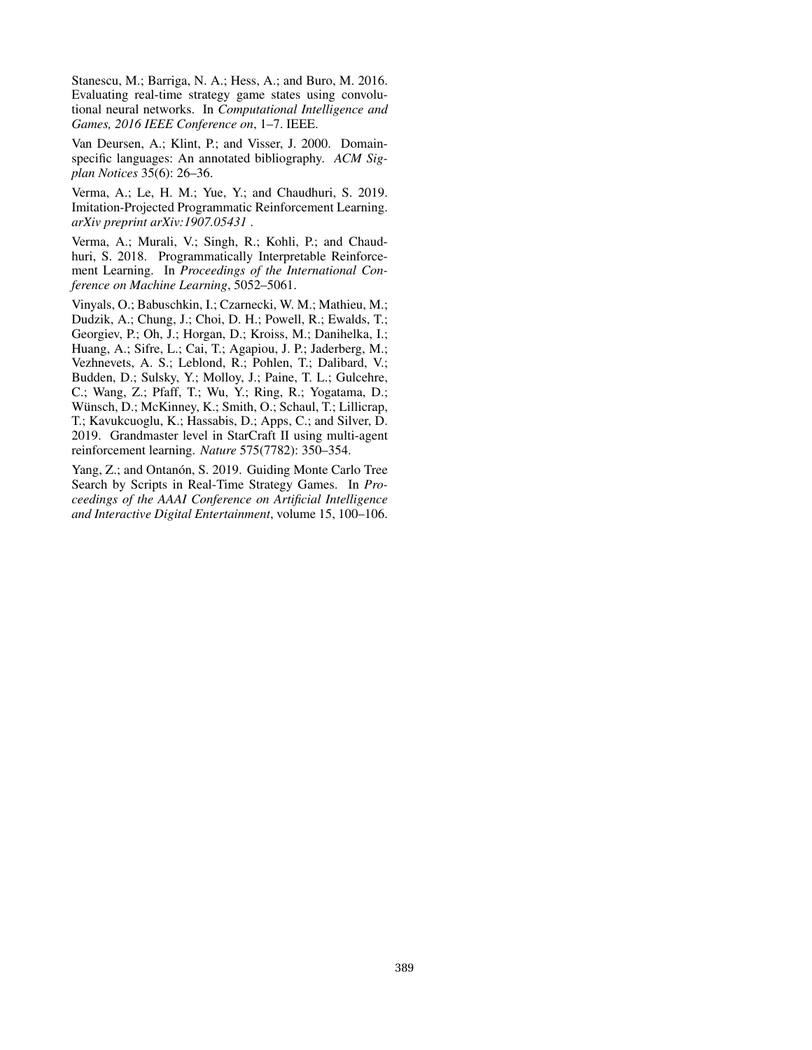Stanescu, M.; Barriga, N. A.; Hess, A.; and Buro, M. 2016. Evaluating real-time strategy game states using convolutional neural networks. In *Computational Intelligence and Games, 2016 IEEE Conference on*, 1–7. IEEE.

Van Deursen, A.; Klint, P.; and Visser, J. 2000. Domain-specific languages: An annotated bibliography. *ACM Sigplan Notices* 35(6): 26–36.

Verma, A.; Le, H. M.; Yue, Y.; and Chaudhuri, S. 2019. Imitation-Projected Programmatic Reinforcement Learning. *arXiv preprint arXiv:1907.05431* .

Verma, A.; Murali, V.; Singh, R.; Kohli, P.; and Chaudhuri, S. 2018. Programmatically Interpretable Reinforcement Learning. In *Proceedings of the International Conference on Machine Learning*, 5052–5061.

Vinyals, O.; Babuschkin, I.; Czarnecki, W. M.; Mathieu, M.; Dudzik, A.; Chung, J.; Choi, D. H.; Powell, R.; Ewalds, T.; Georgiev, P.; Oh, J.; Horgan, D.; Kroiss, M.; Danihelka, I.; Huang, A.; Sifre, L.; Cai, T.; Agapiou, J. P.; Jaderberg, M.; Vezhnevets, A. S.; Leblond, R.; Pohlen, T.; Dalibard, V.; Budden, D.; Sulsky, Y.; Molloy, J.; Paine, T. L.; Gulcehre, C.; Wang, Z.; Pfaff, T.; Wu, Y.; Ring, R.; Yogatama, D.; Wünsch, D.; McKinney, K.; Smith, O.; Schaul, T.; Lillicrap, T.; Kavukcuoglu, K.; Hassabis, D.; Apps, C.; and Silver, D. 2019. Grandmaster level in StarCraft II using multi-agent reinforcement learning. *Nature* 575(7782): 350–354.

Yang, Z.; and Ontanón, S. 2019. Guiding Monte Carlo Tree Search by Scripts in Real-Time Strategy Games. In *Proceedings of the AAAI Conference on Artificial Intelligence and Interactive Digital Entertainment*, volume 15, 100–106.